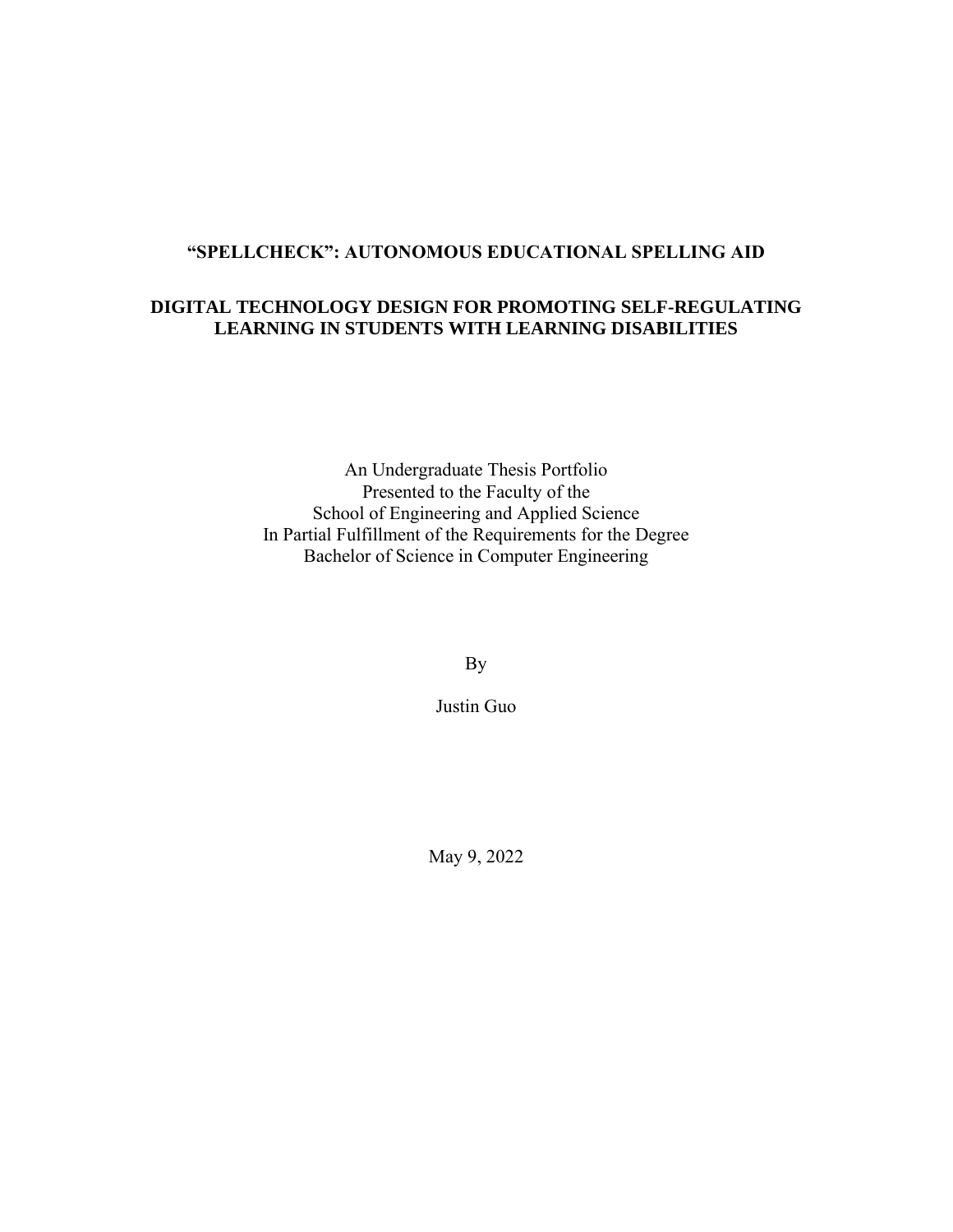# "SPELLCHECK": AUTONOMOUS EDUCATIONAL SPELLING AID

# DIGITAL TECHNOLOGY DESIGN FOR PROMOTING SELF-REGULATING LEARNING IN STUDENTS WITH LEARNING DISABILITIES

An Undergraduate Thesis Portfolio
Presented to the Faculty of the
School of Engineering and Applied Science
In Partial Fulfillment of the Requirements for the Degree
Bachelor of Science in Computer Engineering

By

Justin Guo

May 9, 2022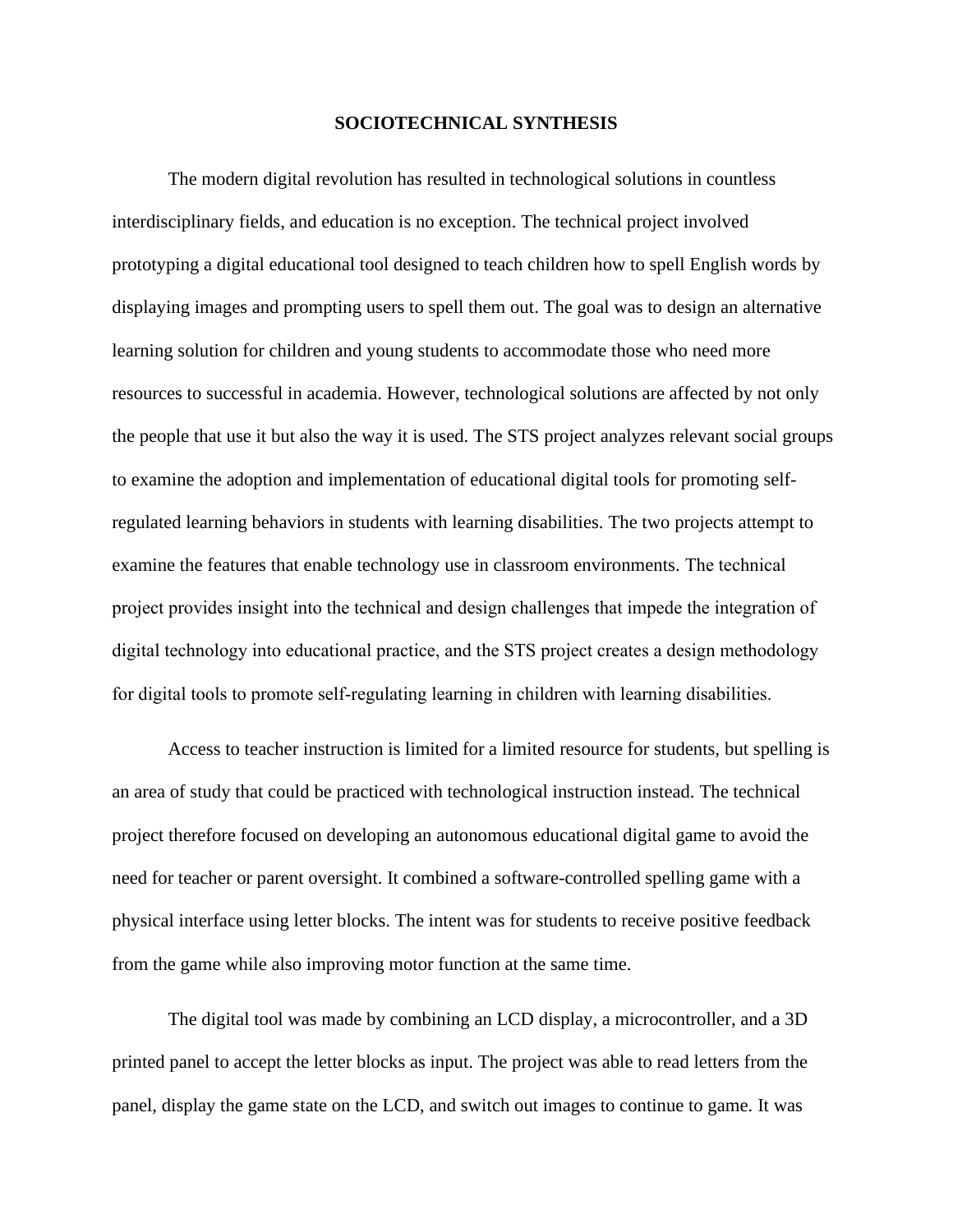**SOCIOTECHNICAL SYNTHESIS**

The modern digital revolution has resulted in technological solutions in countless interdisciplinary fields, and education is no exception. The technical project involved prototyping a digital educational tool designed to teach children how to spell English words by displaying images and prompting users to spell them out. The goal was to design an alternative learning solution for children and young students to accommodate those who need more resources to successful in academia. However, technological solutions are affected by not only the people that use it but also the way it is used. The STS project analyzes relevant social groups to examine the adoption and implementation of educational digital tools for promoting self-regulated learning behaviors in students with learning disabilities. The two projects attempt to examine the features that enable technology use in classroom environments. The technical project provides insight into the technical and design challenges that impede the integration of digital technology into educational practice, and the STS project creates a design methodology for digital tools to promote self-regulating learning in children with learning disabilities.

Access to teacher instruction is limited for a limited resource for students, but spelling is an area of study that could be practiced with technological instruction instead. The technical project therefore focused on developing an autonomous educational digital game to avoid the need for teacher or parent oversight. It combined a software-controlled spelling game with a physical interface using letter blocks. The intent was for students to receive positive feedback from the game while also improving motor function at the same time.

The digital tool was made by combining an LCD display, a microcontroller, and a 3D printed panel to accept the letter blocks as input. The project was able to read letters from the panel, display the game state on the LCD, and switch out images to continue to game. It was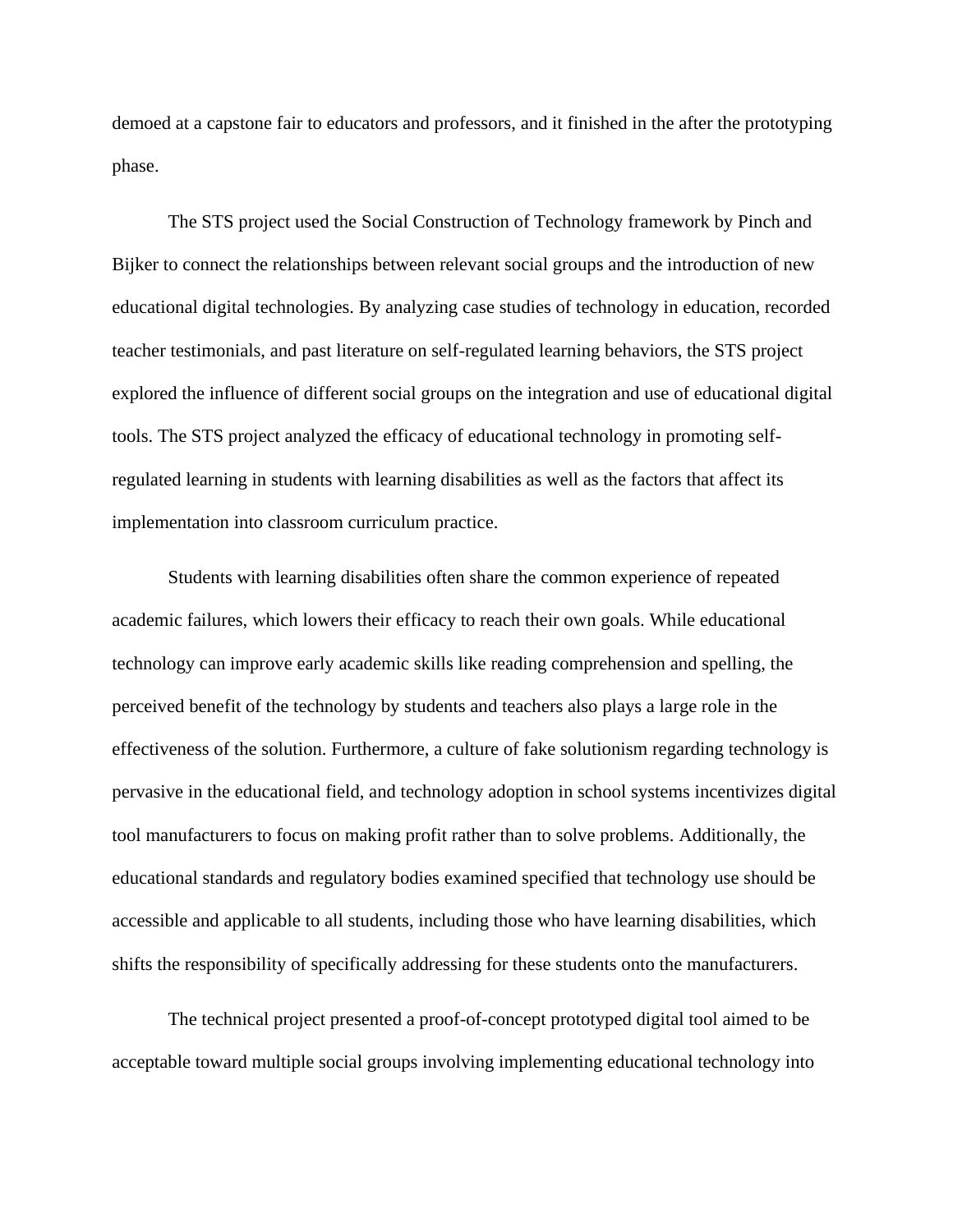demoed at a capstone fair to educators and professors, and it finished in the after the prototyping phase.

The STS project used the Social Construction of Technology framework by Pinch and Bijker to connect the relationships between relevant social groups and the introduction of new educational digital technologies. By analyzing case studies of technology in education, recorded teacher testimonials, and past literature on self-regulated learning behaviors, the STS project explored the influence of different social groups on the integration and use of educational digital tools. The STS project analyzed the efficacy of educational technology in promoting self-regulated learning in students with learning disabilities as well as the factors that affect its implementation into classroom curriculum practice.

Students with learning disabilities often share the common experience of repeated academic failures, which lowers their efficacy to reach their own goals. While educational technology can improve early academic skills like reading comprehension and spelling, the perceived benefit of the technology by students and teachers also plays a large role in the effectiveness of the solution. Furthermore, a culture of fake solutionism regarding technology is pervasive in the educational field, and technology adoption in school systems incentivizes digital tool manufacturers to focus on making profit rather than to solve problems. Additionally, the educational standards and regulatory bodies examined specified that technology use should be accessible and applicable to all students, including those who have learning disabilities, which shifts the responsibility of specifically addressing for these students onto the manufacturers.

The technical project presented a proof-of-concept prototyped digital tool aimed to be acceptable toward multiple social groups involving implementing educational technology into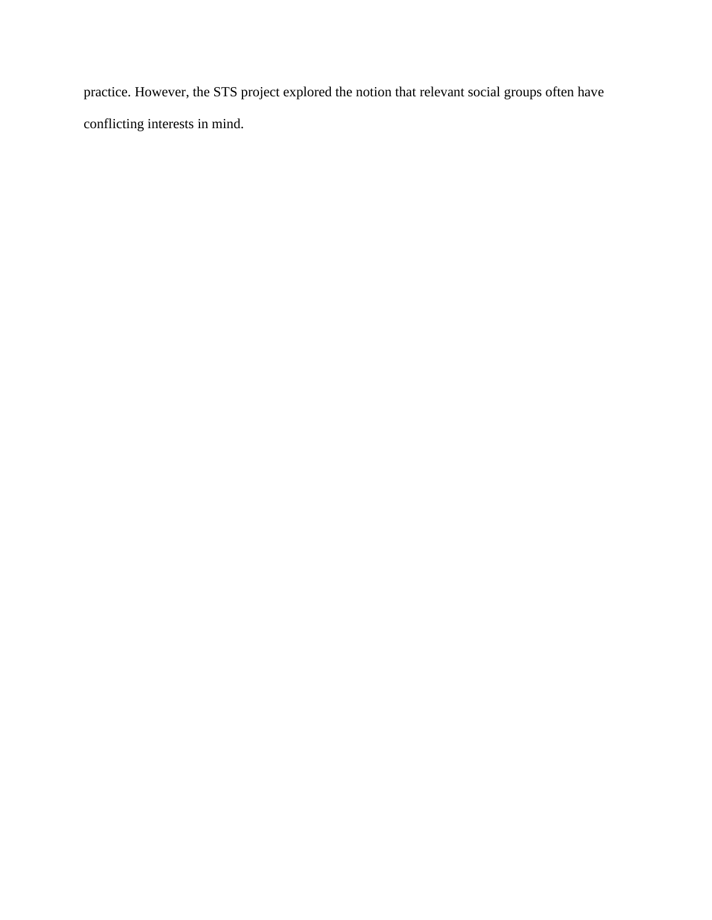practice. However, the STS project explored the notion that relevant social groups often have conflicting interests in mind.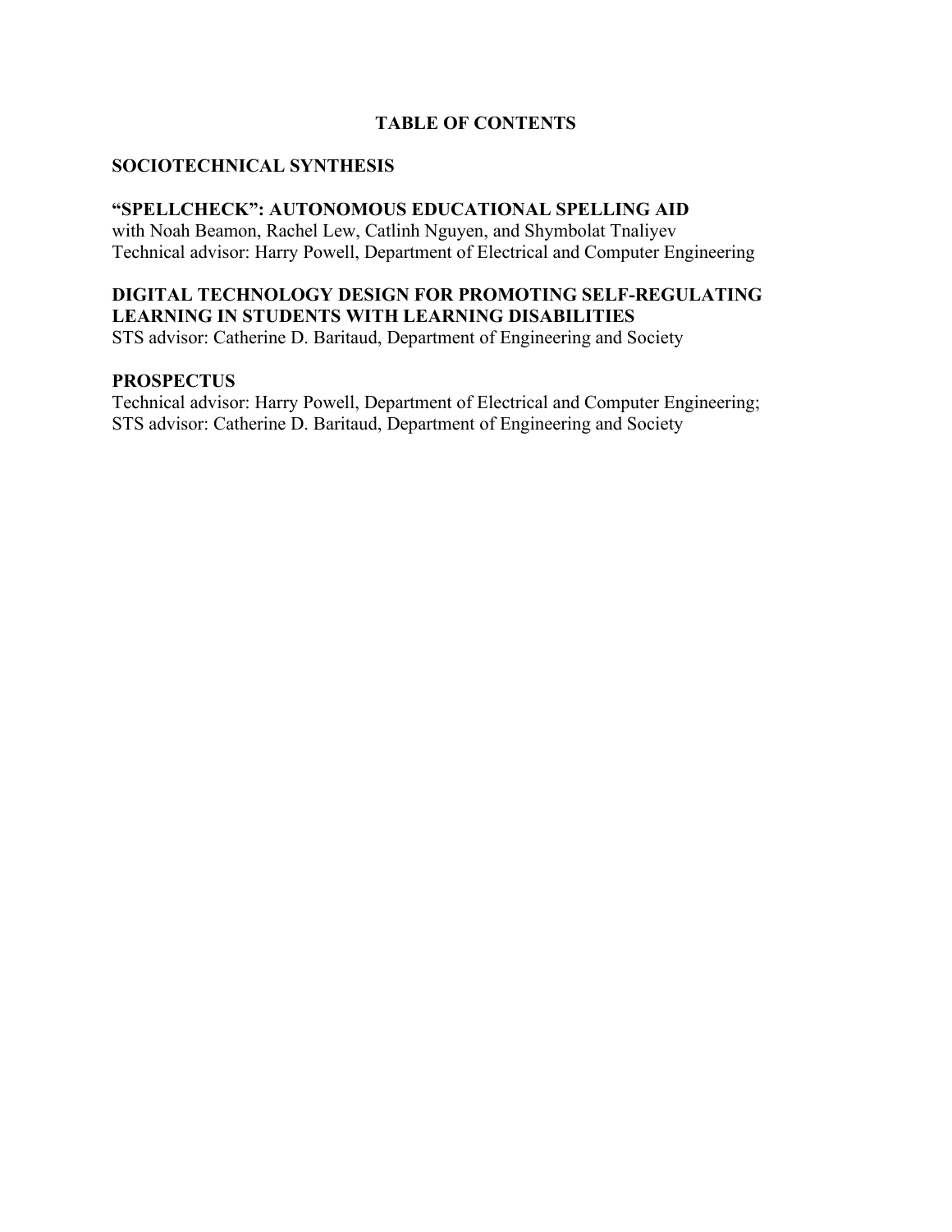# TABLE OF CONTENTS

## SOCIOTECHNICAL SYNTHESIS

## "SPELLCHECK": AUTONOMOUS EDUCATIONAL SPELLING AID

with Noah Beamon, Rachel Lew, Catlinh Nguyen, and Shymbolat Tnaliyev
Technical advisor: Harry Powell, Department of Electrical and Computer Engineering

## DIGITAL TECHNOLOGY DESIGN FOR PROMOTING SELF-REGULATING LEARNING IN STUDENTS WITH LEARNING DISABILITIES

STS advisor: Catherine D. Baritaud, Department of Engineering and Society

## PROSPECTUS

Technical advisor: Harry Powell, Department of Electrical and Computer Engineering;
STS advisor: Catherine D. Baritaud, Department of Engineering and Society